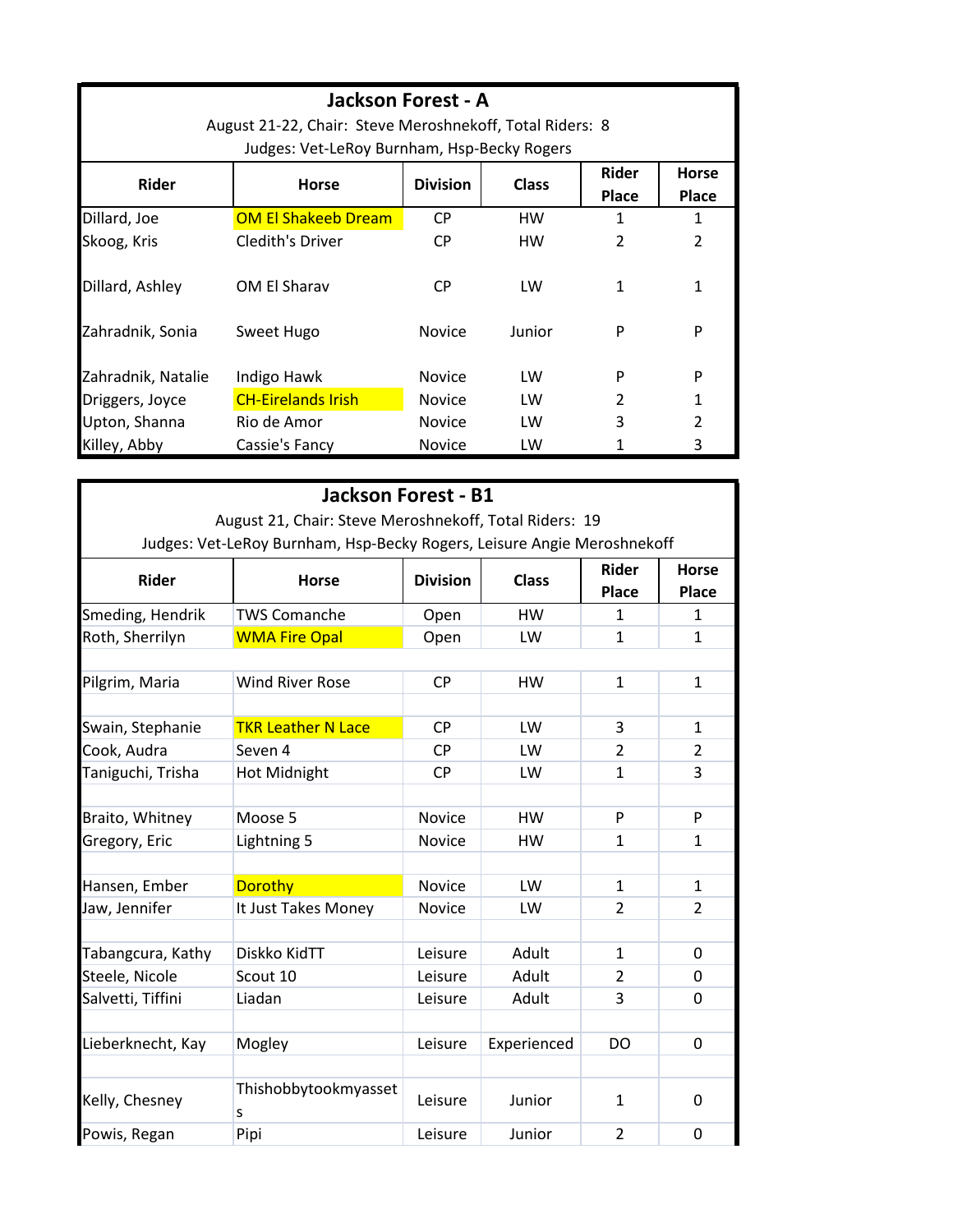## Jackson Forest - A

August 21-22, Chair: Steve Meroshnekoff, Total Riders: 8

Judges: Vet-LeRoy Burnham, Hsp-Becky Rogers

| Rider | Horse | Division | Class | Rider Place | Horse Place |
|---|---|---|---|---|---|
| Dillard, Joe | OM El Shakeeb Dream | CP | HW | 1 | 1 |
| Skoog, Kris | Cledith's Driver | CP | HW | 2 | 2 |
| Dillard, Ashley | OM El Sharav | CP | LW | 1 | 1 |
| Zahradnik, Sonia | Sweet Hugo | Novice | Junior | P | P |
| Zahradnik, Natalie | Indigo Hawk | Novice | LW | P | P |
| Driggers, Joyce | CH-Eirelands Irish | Novice | LW | 2 | 1 |
| Upton, Shanna | Rio de Amor | Novice | LW | 3 | 2 |
| Killey, Abby | Cassie's Fancy | Novice | LW | 1 | 3 |

## Jackson Forest - B1

August 21, Chair: Steve Meroshnekoff, Total Riders: 19

Judges: Vet-LeRoy Burnham, Hsp-Becky Rogers, Leisure Angie Meroshnekoff

| Rider | Horse | Division | Class | Rider Place | Horse Place |
|---|---|---|---|---|---|
| Smeding, Hendrik | TWS Comanche | Open | HW | 1 | 1 |
| Roth, Sherrilyn | WMA Fire Opal | Open | LW | 1 | 1 |
| | | | | | |
| Pilgrim, Maria | Wind River Rose | CP | HW | 1 | 1 |
| | | | | | |
| Swain, Stephanie | TKR Leather N Lace | CP | LW | 3 | 1 |
| Cook, Audra | Seven 4 | CP | LW | 2 | 2 |
| Taniguchi, Trisha | Hot Midnight | CP | LW | 1 | 3 |
| | | | | | |
| Braito, Whitney | Moose 5 | Novice | HW | P | P |
| Gregory, Eric | Lightning 5 | Novice | HW | 1 | 1 |
| | | | | | |
| Hansen, Ember | Dorothy | Novice | LW | 1 | 1 |
| Jaw, Jennifer | It Just Takes Money | Novice | LW | 2 | 2 |
| | | | | | |
| Tabangcura, Kathy | Diskko KidTT | Leisure | Adult | 1 | 0 |
| Steele, Nicole | Scout 10 | Leisure | Adult | 2 | 0 |
| Salvetti, Tiffini | Liadan | Leisure | Adult | 3 | 0 |
| | | | | | |
| Lieberknecht, Kay | Mogley | Leisure | Experienced | DO | 0 |
| | | | | | |
| Kelly, Chesney | Thishobbytookmyassets | Leisure | Junior | 1 | 0 |
| Powis, Regan | Pipi | Leisure | Junior | 2 | 0 |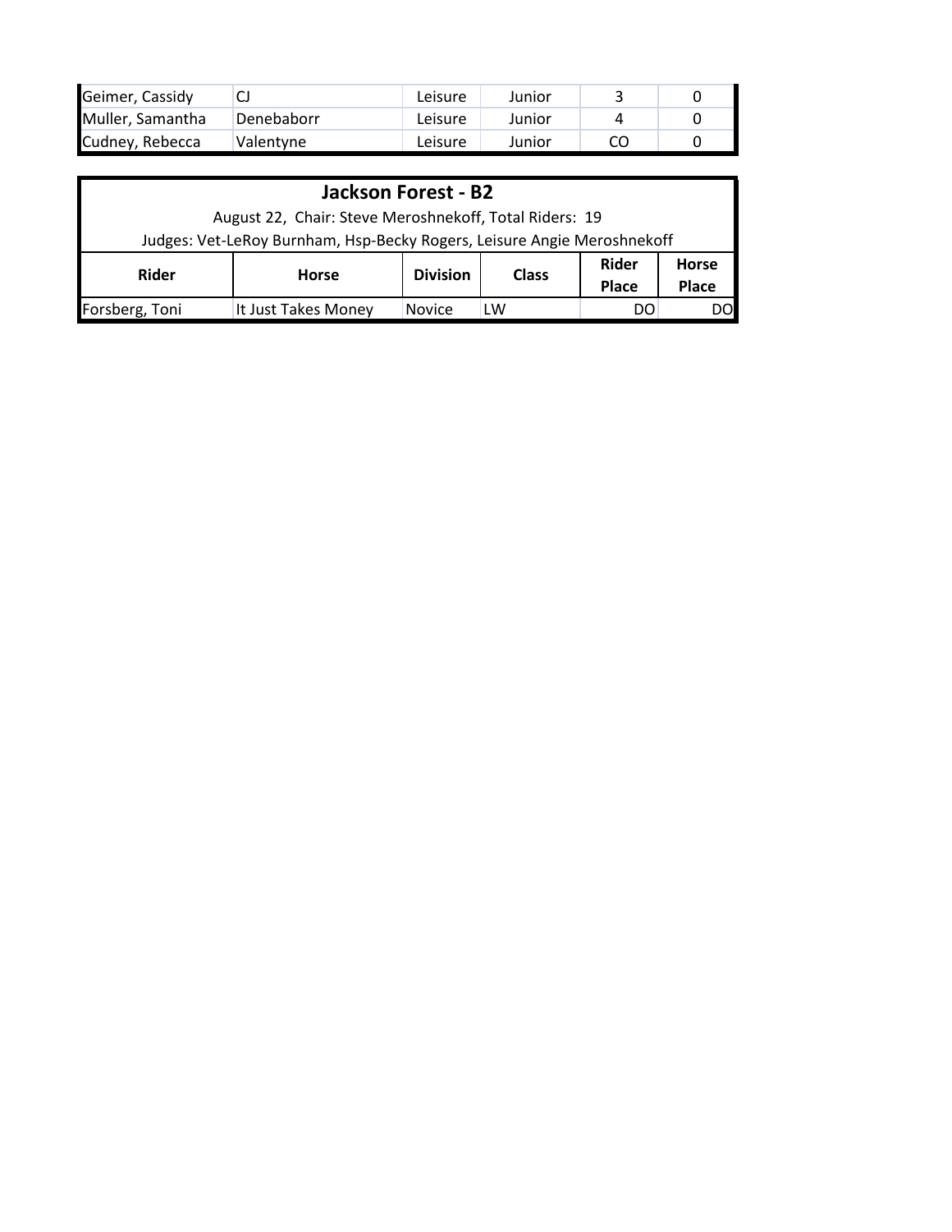| | | | | | |
|---|---|---|---|---|---|
| Geimer, Cassidy | CJ | Leisure | Junior | 3 | 0 |
| Muller, Samantha | Denebaborr | Leisure | Junior | 4 | 0 |
| Cudney, Rebecca | Valentyne | Leisure | Junior | CO | 0 |

## Jackson Forest - B2

August 22, Chair: Steve Meroshnekoff, Total Riders: 19

Judges: Vet-LeRoy Burnham, Hsp-Becky Rogers, Leisure Angie Meroshnekoff

| Rider | Horse | Division | Class | Rider Place | Horse Place |
|---|---|---|---|---|---|
| Forsberg, Toni | It Just Takes Money | Novice | LW | DO | DO |